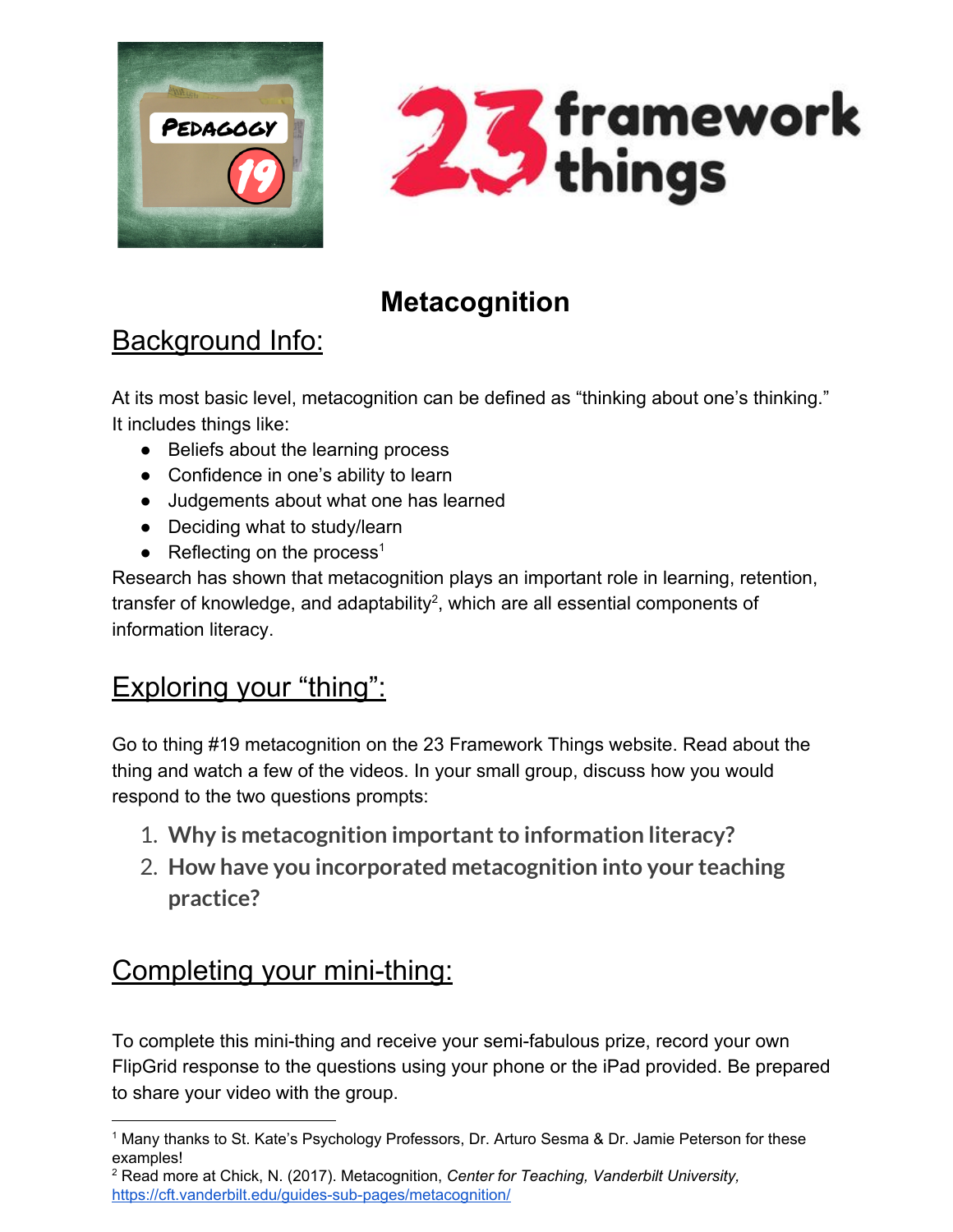# Metacognition

## Background Info:

At its most basic level, metacognition can be defined as "thinking about one's thinking." It includes things like:

- Beliefs about the learning process
- Confidence in one's ability to learn
- Judgements about what one has learned
- Deciding what to study/learn
- Reflecting on the process[1]

Research has shown that metacognition plays an important role in learning, retention, transfer of knowledge, and adaptability[2], which are all essential components of information literacy.

## Exploring your "thing":

Go to thing #19 metacognition on the 23 Framework Things website. Read about the thing and watch a few of the videos. In your small group, discuss how you would respond to the two questions prompts:

1. **Why is metacognition important to information literacy?**
2. **How have you incorporated metacognition into your teaching practice?**

## Completing your mini-thing:

To complete this mini-thing and receive your semi-fabulous prize, record your own FlipGrid response to the questions using your phone or the iPad provided. Be prepared to share your video with the group.

---

[1] Many thanks to St. Kate's Psychology Professors, Dr. Arturo Sesma & Dr. Jamie Peterson for these examples!

[2] Read more at Chick, N. (2017). Metacognition, *Center for Teaching, Vanderbilt University,* https://cft.vanderbilt.edu/guides-sub-pages/metacognition/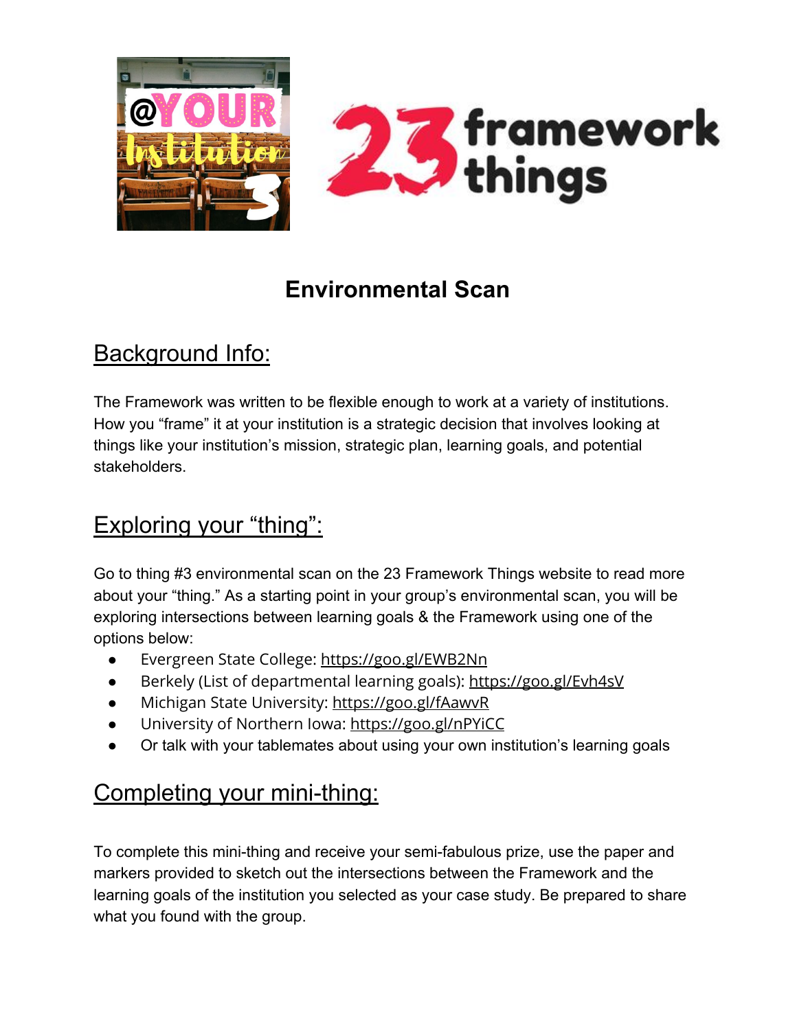# Environmental Scan

## Background Info:

The Framework was written to be flexible enough to work at a variety of institutions. How you "frame" it at your institution is a strategic decision that involves looking at things like your institution's mission, strategic plan, learning goals, and potential stakeholders.

## Exploring your "thing":

Go to thing #3 environmental scan on the 23 Framework Things website to read more about your "thing." As a starting point in your group's environmental scan, you will be exploring intersections between learning goals & the Framework using one of the options below:

- Evergreen State College: https://goo.gl/EWB2Nn
- Berkely (List of departmental learning goals): https://goo.gl/Evh4sV
- Michigan State University: https://goo.gl/fAawvR
- University of Northern Iowa: https://goo.gl/nPYiCC
- Or talk with your tablemates about using your own institution's learning goals

## Completing your mini-thing:

To complete this mini-thing and receive your semi-fabulous prize, use the paper and markers provided to sketch out the intersections between the Framework and the learning goals of the institution you selected as your case study. Be prepared to share what you found with the group.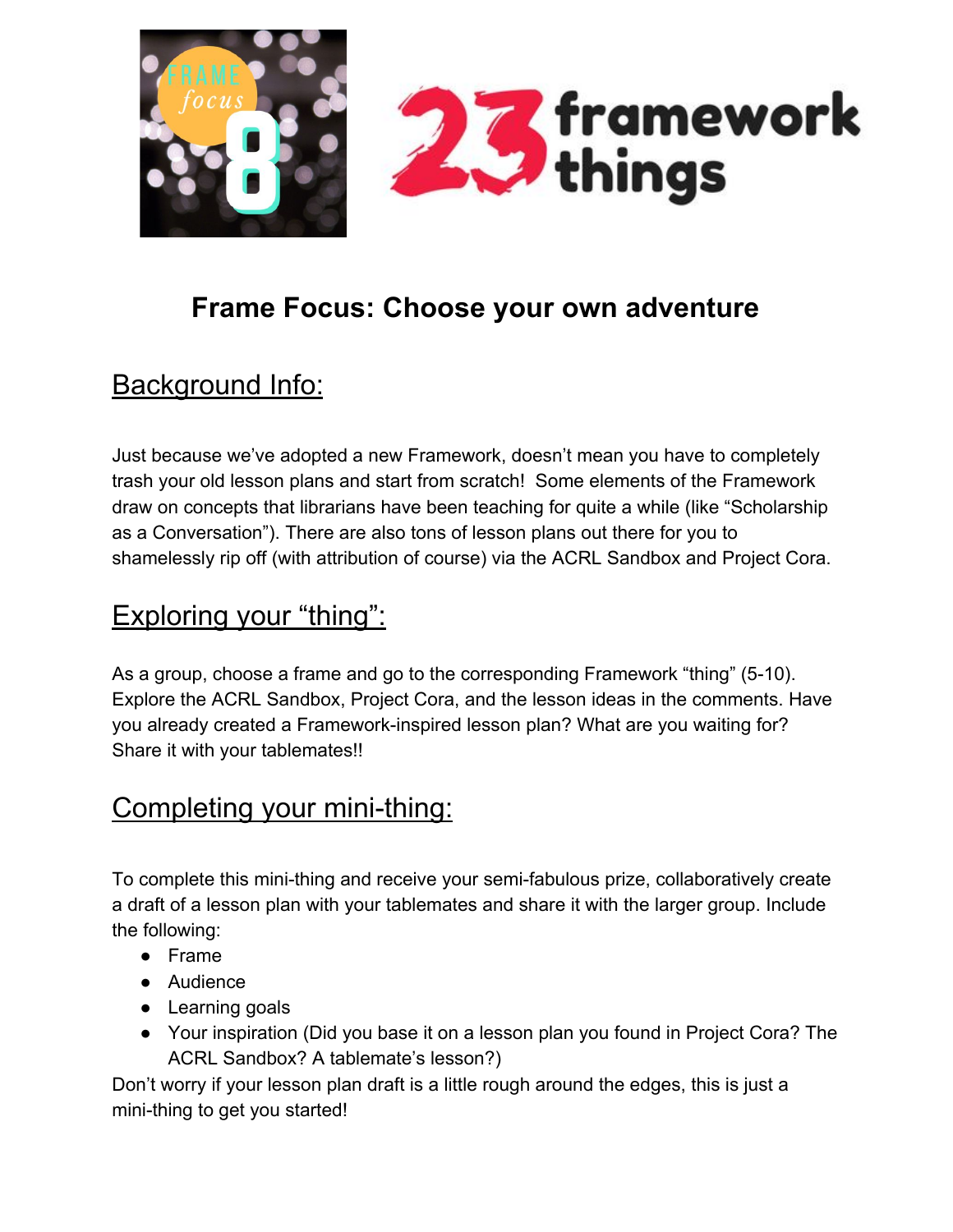# Frame Focus: Choose your own adventure

## Background Info:

Just because we've adopted a new Framework, doesn't mean you have to completely trash your old lesson plans and start from scratch! Some elements of the Framework draw on concepts that librarians have been teaching for quite a while (like "Scholarship as a Conversation"). There are also tons of lesson plans out there for you to shamelessly rip off (with attribution of course) via the ACRL Sandbox and Project Cora.

## Exploring your "thing":

As a group, choose a frame and go to the corresponding Framework "thing" (5-10). Explore the ACRL Sandbox, Project Cora, and the lesson ideas in the comments. Have you already created a Framework-inspired lesson plan? What are you waiting for? Share it with your tablemates!!

## Completing your mini-thing:

To complete this mini-thing and receive your semi-fabulous prize, collaboratively create a draft of a lesson plan with your tablemates and share it with the larger group. Include the following:

- Frame
- Audience
- Learning goals
- Your inspiration (Did you base it on a lesson plan you found in Project Cora? The ACRL Sandbox? A tablemate's lesson?)

Don't worry if your lesson plan draft is a little rough around the edges, this is just a mini-thing to get you started!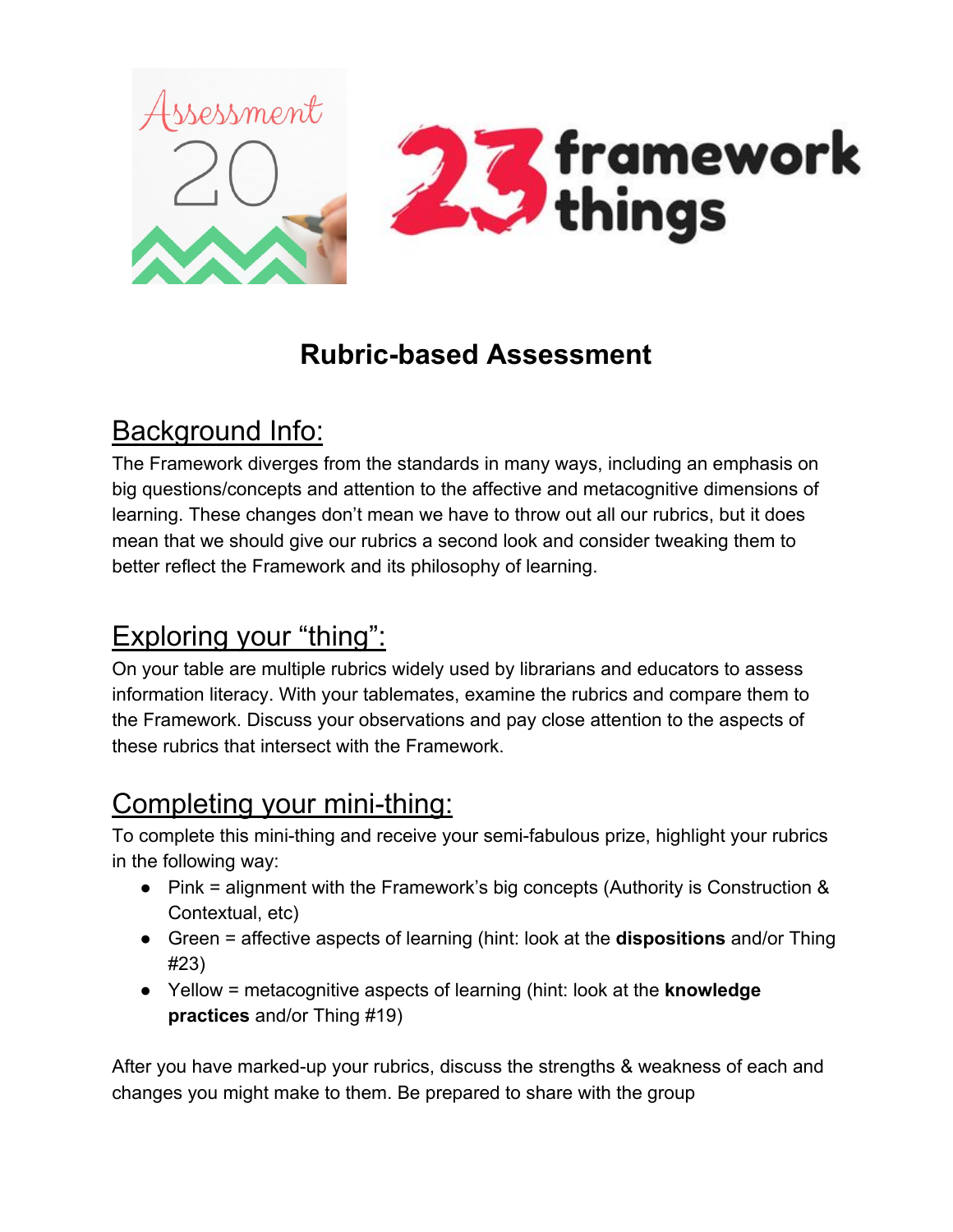Assessment 20

23 framework things

# Rubric-based Assessment

## Background Info:

The Framework diverges from the standards in many ways, including an emphasis on big questions/concepts and attention to the affective and metacognitive dimensions of learning. These changes don't mean we have to throw out all our rubrics, but it does mean that we should give our rubrics a second look and consider tweaking them to better reflect the Framework and its philosophy of learning.

## Exploring your "thing":

On your table are multiple rubrics widely used by librarians and educators to assess information literacy. With your tablemates, examine the rubrics and compare them to the Framework. Discuss your observations and pay close attention to the aspects of these rubrics that intersect with the Framework.

## Completing your mini-thing:

To complete this mini-thing and receive your semi-fabulous prize, highlight your rubrics in the following way:

- Pink = alignment with the Framework's big concepts (Authority is Construction & Contextual, etc)
- Green = affective aspects of learning (hint: look at the **dispositions** and/or Thing #23)
- Yellow = metacognitive aspects of learning (hint: look at the **knowledge practices** and/or Thing #19)

After you have marked-up your rubrics, discuss the strengths & weakness of each and changes you might make to them. Be prepared to share with the group